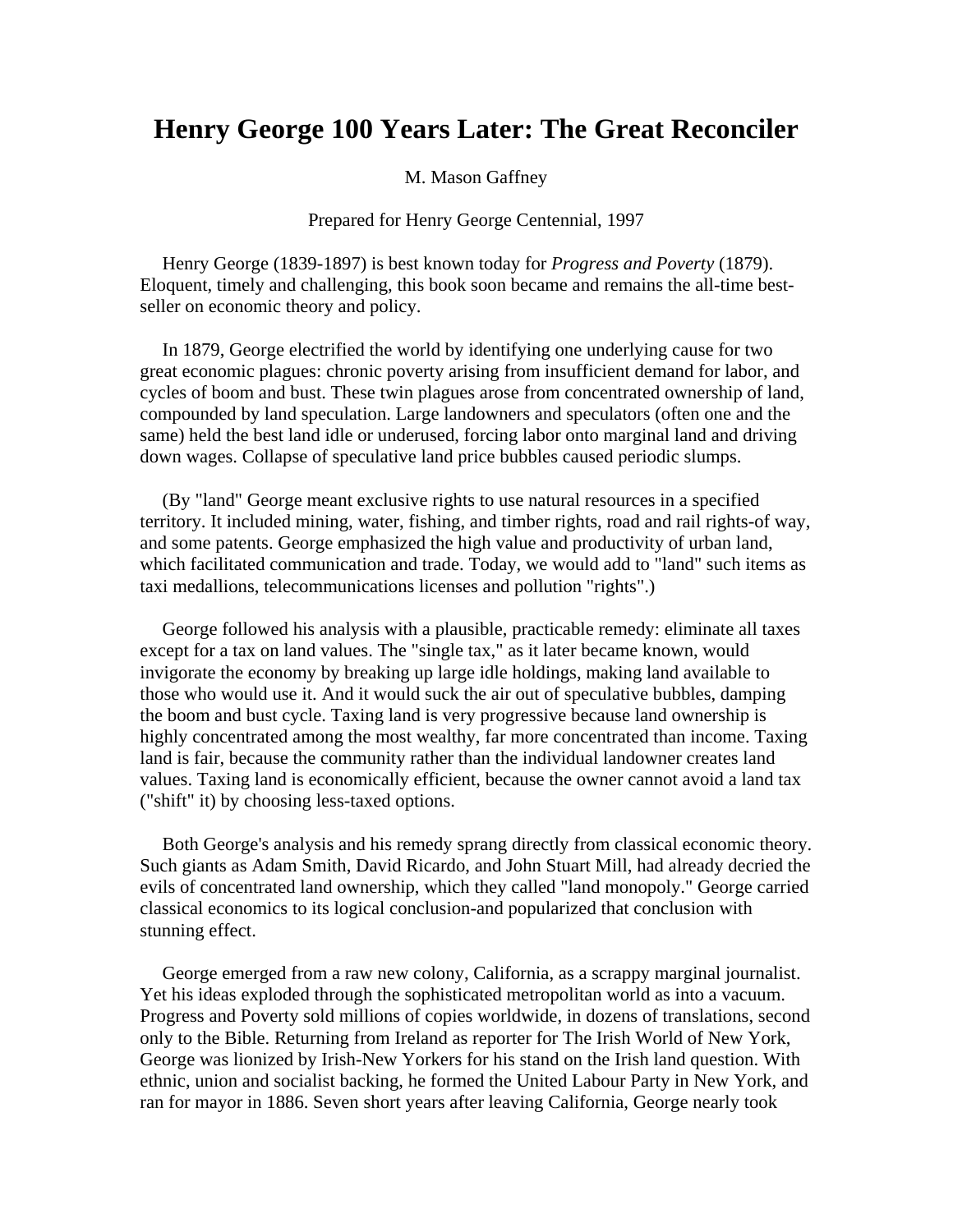# Henry George 100 Years Later: The Great Reconciler

M. Mason Gaffney

Prepared for Henry George Centennial, 1997

Henry George (1839-1897) is best known today for *Progress and Poverty* (1879). Eloquent, timely and challenging, this book soon became and remains the all-time best-seller on economic theory and policy.

In 1879, George electrified the world by identifying one underlying cause for two great economic plagues: chronic poverty arising from insufficient demand for labor, and cycles of boom and bust. These twin plagues arose from concentrated ownership of land, compounded by land speculation. Large landowners and speculators (often one and the same) held the best land idle or underused, forcing labor onto marginal land and driving down wages. Collapse of speculative land price bubbles caused periodic slumps.

(By "land" George meant exclusive rights to use natural resources in a specified territory. It included mining, water, fishing, and timber rights, road and rail rights-of way, and some patents. George emphasized the high value and productivity of urban land, which facilitated communication and trade. Today, we would add to "land" such items as taxi medallions, telecommunications licenses and pollution "rights".)

George followed his analysis with a plausible, practicable remedy: eliminate all taxes except for a tax on land values. The "single tax," as it later became known, would invigorate the economy by breaking up large idle holdings, making land available to those who would use it. And it would suck the air out of speculative bubbles, damping the boom and bust cycle. Taxing land is very progressive because land ownership is highly concentrated among the most wealthy, far more concentrated than income. Taxing land is fair, because the community rather than the individual landowner creates land values. Taxing land is economically efficient, because the owner cannot avoid a land tax ("shift" it) by choosing less-taxed options.

Both George's analysis and his remedy sprang directly from classical economic theory. Such giants as Adam Smith, David Ricardo, and John Stuart Mill, had already decried the evils of concentrated land ownership, which they called "land monopoly." George carried classical economics to its logical conclusion-and popularized that conclusion with stunning effect.

George emerged from a raw new colony, California, as a scrappy marginal journalist. Yet his ideas exploded through the sophisticated metropolitan world as into a vacuum. Progress and Poverty sold millions of copies worldwide, in dozens of translations, second only to the Bible. Returning from Ireland as reporter for The Irish World of New York, George was lionized by Irish-New Yorkers for his stand on the Irish land question. With ethnic, union and socialist backing, he formed the United Labour Party in New York, and ran for mayor in 1886. Seven short years after leaving California, George nearly took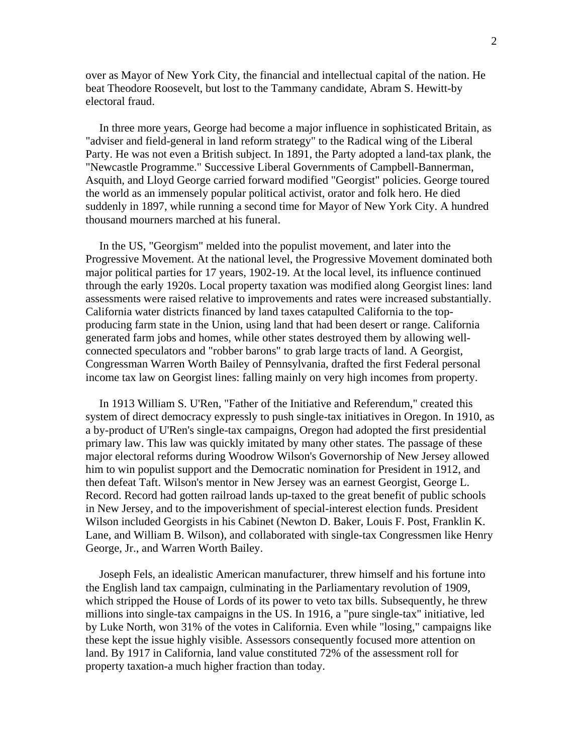over as Mayor of New York City, the financial and intellectual capital of the nation. He beat Theodore Roosevelt, but lost to the Tammany candidate, Abram S. Hewitt-by electoral fraud.

In three more years, George had become a major influence in sophisticated Britain, as "adviser and field-general in land reform strategy" to the Radical wing of the Liberal Party. He was not even a British subject. In 1891, the Party adopted a land-tax plank, the "Newcastle Programme." Successive Liberal Governments of Campbell-Bannerman, Asquith, and Lloyd George carried forward modified "Georgist" policies. George toured the world as an immensely popular political activist, orator and folk hero. He died suddenly in 1897, while running a second time for Mayor of New York City. A hundred thousand mourners marched at his funeral.

In the US, "Georgism" melded into the populist movement, and later into the Progressive Movement. At the national level, the Progressive Movement dominated both major political parties for 17 years, 1902-19. At the local level, its influence continued through the early 1920s. Local property taxation was modified along Georgist lines: land assessments were raised relative to improvements and rates were increased substantially. California water districts financed by land taxes catapulted California to the top-producing farm state in the Union, using land that had been desert or range. California generated farm jobs and homes, while other states destroyed them by allowing well-connected speculators and "robber barons" to grab large tracts of land. A Georgist, Congressman Warren Worth Bailey of Pennsylvania, drafted the first Federal personal income tax law on Georgist lines: falling mainly on very high incomes from property.

In 1913 William S. U'Ren, "Father of the Initiative and Referendum," created this system of direct democracy expressly to push single-tax initiatives in Oregon. In 1910, as a by-product of U'Ren's single-tax campaigns, Oregon had adopted the first presidential primary law. This law was quickly imitated by many other states. The passage of these major electoral reforms during Woodrow Wilson's Governorship of New Jersey allowed him to win populist support and the Democratic nomination for President in 1912, and then defeat Taft. Wilson's mentor in New Jersey was an earnest Georgist, George L. Record. Record had gotten railroad lands up-taxed to the great benefit of public schools in New Jersey, and to the impoverishment of special-interest election funds. President Wilson included Georgists in his Cabinet (Newton D. Baker, Louis F. Post, Franklin K. Lane, and William B. Wilson), and collaborated with single-tax Congressmen like Henry George, Jr., and Warren Worth Bailey.

Joseph Fels, an idealistic American manufacturer, threw himself and his fortune into the English land tax campaign, culminating in the Parliamentary revolution of 1909, which stripped the House of Lords of its power to veto tax bills. Subsequently, he threw millions into single-tax campaigns in the US. In 1916, a "pure single-tax" initiative, led by Luke North, won 31% of the votes in California. Even while "losing," campaigns like these kept the issue highly visible. Assessors consequently focused more attention on land. By 1917 in California, land value constituted 72% of the assessment roll for property taxation-a much higher fraction than today.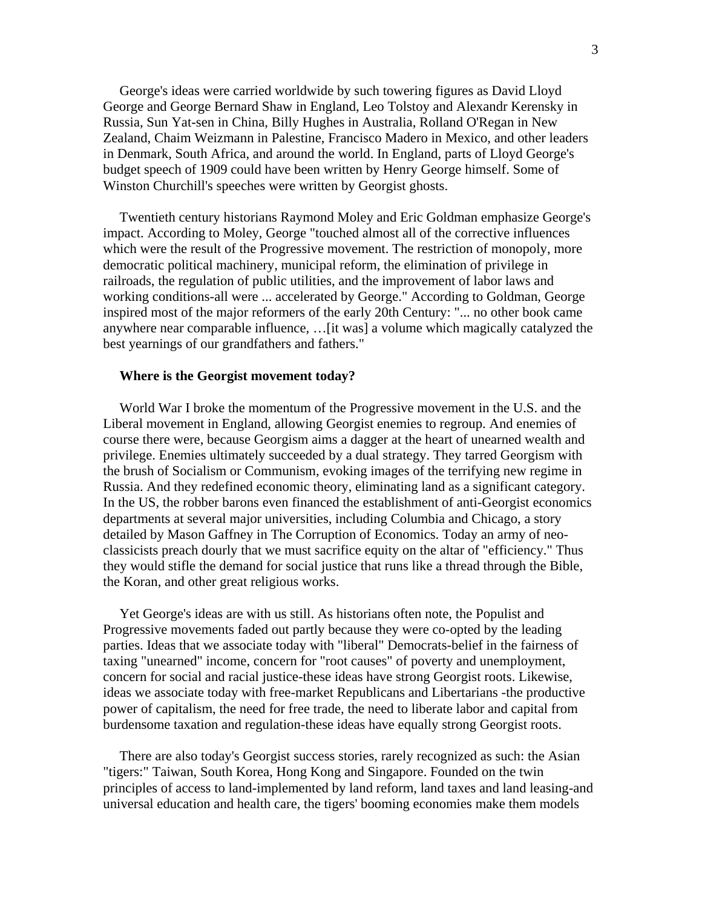George's ideas were carried worldwide by such towering figures as David Lloyd George and George Bernard Shaw in England, Leo Tolstoy and Alexandr Kerensky in Russia, Sun Yat-sen in China, Billy Hughes in Australia, Rolland O'Regan in New Zealand, Chaim Weizmann in Palestine, Francisco Madero in Mexico, and other leaders in Denmark, South Africa, and around the world. In England, parts of Lloyd George's budget speech of 1909 could have been written by Henry George himself. Some of Winston Churchill's speeches were written by Georgist ghosts.

Twentieth century historians Raymond Moley and Eric Goldman emphasize George's impact. According to Moley, George "touched almost all of the corrective influences which were the result of the Progressive movement. The restriction of monopoly, more democratic political machinery, municipal reform, the elimination of privilege in railroads, the regulation of public utilities, and the improvement of labor laws and working conditions-all were ... accelerated by George." According to Goldman, George inspired most of the major reformers of the early 20th Century: "... no other book came anywhere near comparable influence, …[it was] a volume which magically catalyzed the best yearnings of our grandfathers and fathers."

**Where is the Georgist movement today?**

World War I broke the momentum of the Progressive movement in the U.S. and the Liberal movement in England, allowing Georgist enemies to regroup. And enemies of course there were, because Georgism aims a dagger at the heart of unearned wealth and privilege. Enemies ultimately succeeded by a dual strategy. They tarred Georgism with the brush of Socialism or Communism, evoking images of the terrifying new regime in Russia. And they redefined economic theory, eliminating land as a significant category. In the US, the robber barons even financed the establishment of anti-Georgist economics departments at several major universities, including Columbia and Chicago, a story detailed by Mason Gaffney in The Corruption of Economics. Today an army of neo-classicists preach dourly that we must sacrifice equity on the altar of "efficiency." Thus they would stifle the demand for social justice that runs like a thread through the Bible, the Koran, and other great religious works.

Yet George's ideas are with us still. As historians often note, the Populist and Progressive movements faded out partly because they were co-opted by the leading parties. Ideas that we associate today with "liberal" Democrats-belief in the fairness of taxing "unearned" income, concern for "root causes" of poverty and unemployment, concern for social and racial justice-these ideas have strong Georgist roots. Likewise, ideas we associate today with free-market Republicans and Libertarians -the productive power of capitalism, the need for free trade, the need to liberate labor and capital from burdensome taxation and regulation-these ideas have equally strong Georgist roots.

There are also today's Georgist success stories, rarely recognized as such: the Asian "tigers:" Taiwan, South Korea, Hong Kong and Singapore. Founded on the twin principles of access to land-implemented by land reform, land taxes and land leasing-and universal education and health care, the tigers' booming economies make them models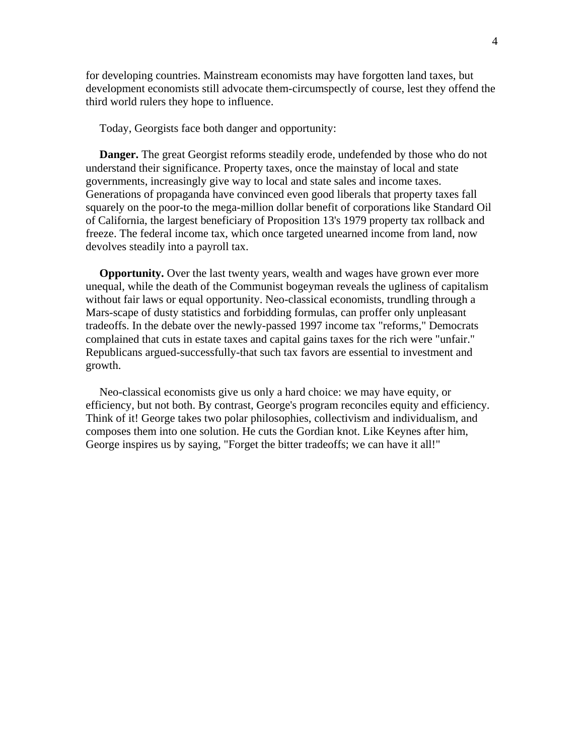for developing countries. Mainstream economists may have forgotten land taxes, but development economists still advocate them-circumspectly of course, lest they offend the third world rulers they hope to influence.

Today, Georgists face both danger and opportunity:

**Danger.** The great Georgist reforms steadily erode, undefended by those who do not understand their significance. Property taxes, once the mainstay of local and state governments, increasingly give way to local and state sales and income taxes. Generations of propaganda have convinced even good liberals that property taxes fall squarely on the poor-to the mega-million dollar benefit of corporations like Standard Oil of California, the largest beneficiary of Proposition 13's 1979 property tax rollback and freeze. The federal income tax, which once targeted unearned income from land, now devolves steadily into a payroll tax.

**Opportunity.** Over the last twenty years, wealth and wages have grown ever more unequal, while the death of the Communist bogeyman reveals the ugliness of capitalism without fair laws or equal opportunity. Neo-classical economists, trundling through a Mars-scape of dusty statistics and forbidding formulas, can proffer only unpleasant tradeoffs. In the debate over the newly-passed 1997 income tax "reforms," Democrats complained that cuts in estate taxes and capital gains taxes for the rich were "unfair." Republicans argued-successfully-that such tax favors are essential to investment and growth.

Neo-classical economists give us only a hard choice: we may have equity, or efficiency, but not both. By contrast, George's program reconciles equity and efficiency. Think of it! George takes two polar philosophies, collectivism and individualism, and composes them into one solution. He cuts the Gordian knot. Like Keynes after him, George inspires us by saying, "Forget the bitter tradeoffs; we can have it all!"